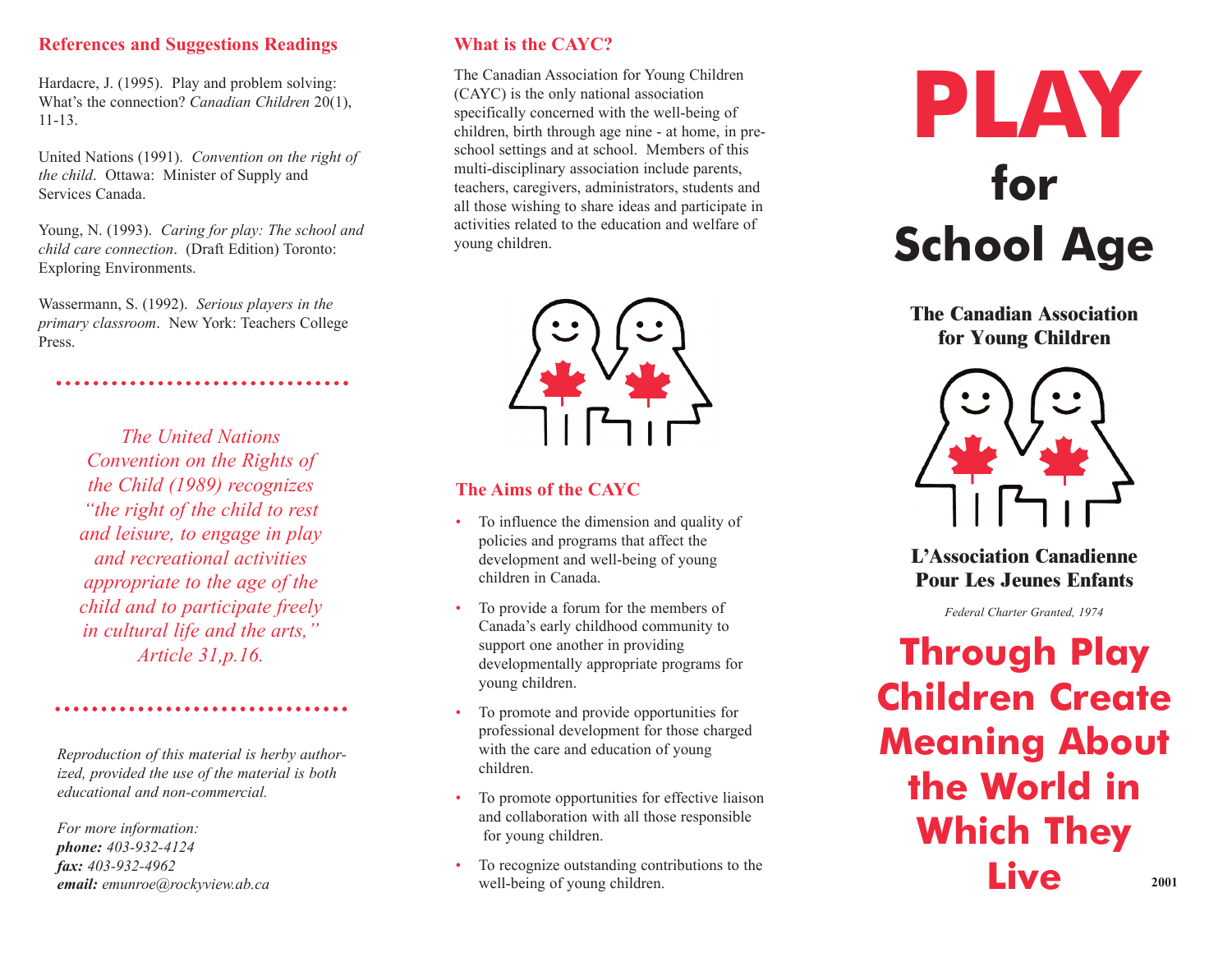## References and Suggestions Readings

Hardacre, J. (1995). Play and problem solving: What's the connection? *Canadian Children* 20(1), 11-13.

United Nations (1991). *Convention on the right of the child*. Ottawa: Minister of Supply and Services Canada.

Young, N. (1993). *Caring for play: The school and child care connection*. (Draft Edition) Toronto: Exploring Environments.

Wassermann, S. (1992). *Serious players in the primary classroom*. New York: Teachers College Press.

*The United Nations Convention on the Rights of the Child (1989) recognizes "the right of the child to rest and leisure, to engage in play and recreational activities appropriate to the age of the child and to participate freely in cultural life and the arts," Article 31,p.16.*

*Reproduction of this material is herby authorized, provided the use of the material is both educational and non-commercial.*

*For more information:*
***phone:*** *403-932-4124*
***fax:*** *403-932-4962*
***email:*** *emunroe@rockyview.ab.ca*

## What is the CAYC?

The Canadian Association for Young Children (CAYC) is the only national association specifically concerned with the well-being of children, birth through age nine - at home, in preschool settings and at school. Members of this multi-disciplinary association include parents, teachers, caregivers, administrators, students and all those wishing to share ideas and participate in activities related to the education and welfare of young children.

## The Aims of the CAYC

- To influence the dimension and quality of policies and programs that affect the development and well-being of young children in Canada.
- To provide a forum for the members of Canada's early childhood community to support one another in providing developmentally appropriate programs for young children.
- To promote and provide opportunities for professional development for those charged with the care and education of young children.
- To promote opportunities for effective liaison and collaboration with all those responsible for young children.
- To recognize outstanding contributions to the well-being of young children.

# PLAY for School Age

**The Canadian Association for Young Children**

**L'Association Canadienne Pour Les Jeunes Enfants**

*Federal Charter Granted, 1974*

## Through Play Children Create Meaning About the World in Which They Live

2001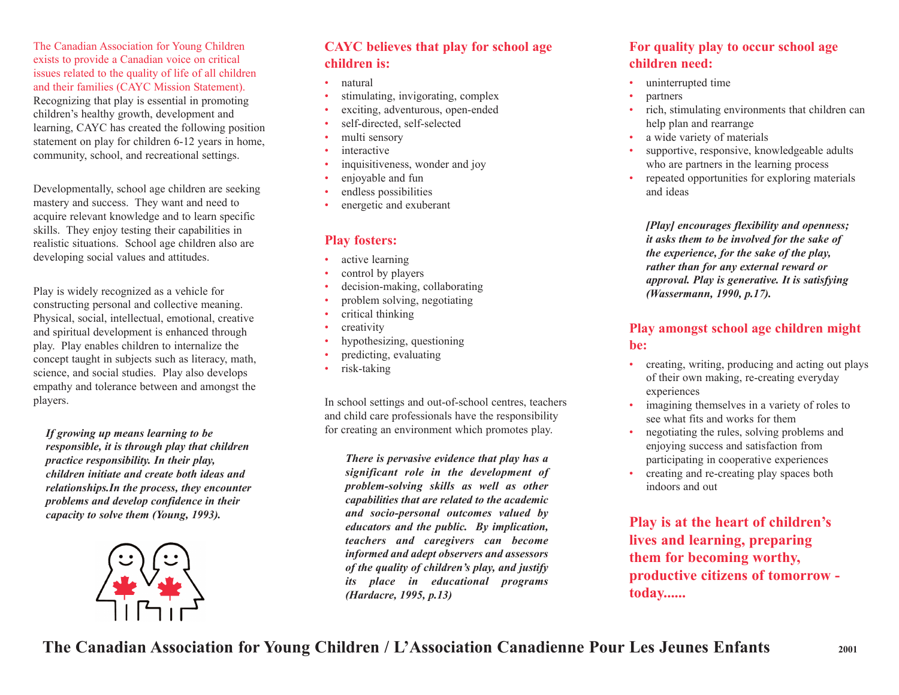The Canadian Association for Young Children exists to provide a Canadian voice on critical issues related to the quality of life of all children and their families (CAYC Mission Statement). Recognizing that play is essential in promoting children's healthy growth, development and learning, CAYC has created the following position statement on play for children 6-12 years in home, community, school, and recreational settings.

Developmentally, school age children are seeking mastery and success. They want and need to acquire relevant knowledge and to learn specific skills. They enjoy testing their capabilities in realistic situations. School age children also are developing social values and attitudes.

Play is widely recognized as a vehicle for constructing personal and collective meaning. Physical, social, intellectual, emotional, creative and spiritual development is enhanced through play. Play enables children to internalize the concept taught in subjects such as literacy, math, science, and social studies. Play also develops empathy and tolerance between and amongst the players.

***If growing up means learning to be responsible, it is through play that children practice responsibility. In their play, children initiate and create both ideas and relationships.In the process, they encounter problems and develop confidence in their capacity to solve them (Young, 1993).***

## CAYC believes that play for school age children is:

- natural
- stimulating, invigorating, complex
- exciting, adventurous, open-ended
- self-directed, self-selected
- multi sensory
- interactive
- inquisitiveness, wonder and joy
- enjoyable and fun
- endless possibilities
- energetic and exuberant

## Play fosters:

- active learning
- control by players
- decision-making, collaborating
- problem solving, negotiating
- critical thinking
- creativity
- hypothesizing, questioning
- predicting, evaluating
- risk-taking

In school settings and out-of-school centres, teachers and child care professionals have the responsibility for creating an environment which promotes play.

***There is pervasive evidence that play has a significant role in the development of problem-solving skills as well as other capabilities that are related to the academic and socio-personal outcomes valued by educators and the public. By implication, teachers and caregivers can become informed and adept observers and assessors of the quality of children's play, and justify its place in educational programs (Hardacre, 1995, p.13)***

## For quality play to occur school age children need:

- uninterrupted time
- partners
- rich, stimulating environments that children can help plan and rearrange
- a wide variety of materials
- supportive, responsive, knowledgeable adults who are partners in the learning process
- repeated opportunities for exploring materials and ideas

***[Play] encourages flexibility and openness; it asks them to be involved for the sake of the experience, for the sake of the play, rather than for any external reward or approval. Play is generative. It is satisfying (Wassermann, 1990, p.17).***

## Play amongst school age children might be:

- creating, writing, producing and acting out plays of their own making, re-creating everyday experiences
- imagining themselves in a variety of roles to see what fits and works for them
- negotiating the rules, solving problems and enjoying success and satisfaction from participating in cooperative experiences
- creating and re-creating play spaces both indoors and out

## Play is at the heart of children's lives and learning, preparing them for becoming worthy, productive citizens of tomorrow - today......

**The Canadian Association for Young Children / L'Association Canadienne Pour Les Jeunes Enfants** 2001